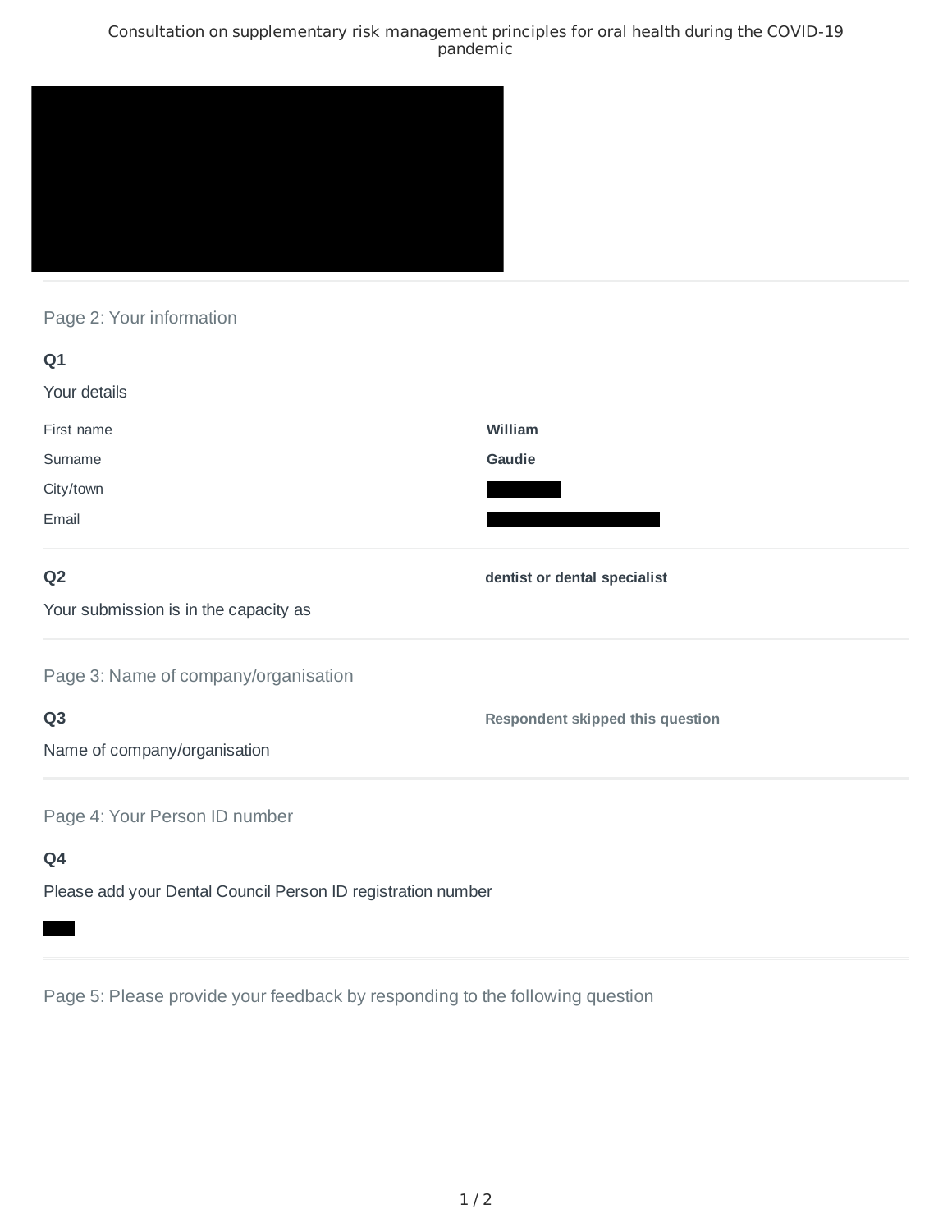Consultation on supplementary risk management principles for oral health during the COVID-19 pandemic

## Page 2: Your information

**Q1**

Your details

| | |
|---|---|
| First name | **William** |
| Surname | **Gaudie** |
| City/town | |
| Email | |

**Q2**

Your submission is in the capacity as

**dentist or dental specialist**

## Page 3: Name of company/organisation

**Q3**

Name of company/organisation

**Respondent skipped this question**

## Page 4: Your Person ID number

**Q4**

Please add your Dental Council Person ID registration number

## Page 5: Please provide your feedback by responding to the following question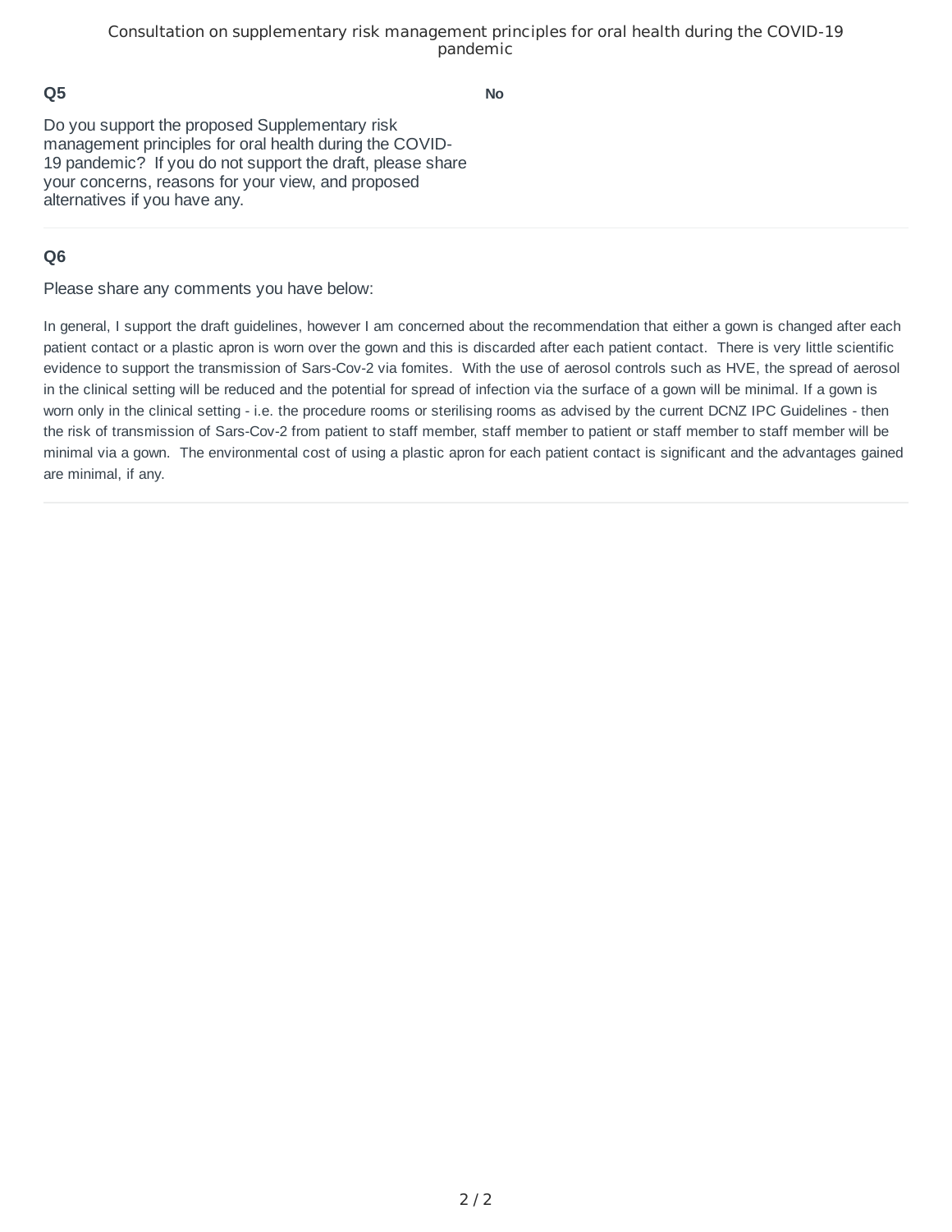### Q5

Do you support the proposed Supplementary risk management principles for oral health during the COVID-19 pandemic? If you do not support the draft, please share your concerns, reasons for your view, and proposed alternatives if you have any.

**No**

### Q6

Please share any comments you have below:

In general, I support the draft guidelines, however I am concerned about the recommendation that either a gown is changed after each patient contact or a plastic apron is worn over the gown and this is discarded after each patient contact. There is very little scientific evidence to support the transmission of Sars-Cov-2 via fomites. With the use of aerosol controls such as HVE, the spread of aerosol in the clinical setting will be reduced and the potential for spread of infection via the surface of a gown will be minimal. If a gown is worn only in the clinical setting - i.e. the procedure rooms or sterilising rooms as advised by the current DCNZ IPC Guidelines - then the risk of transmission of Sars-Cov-2 from patient to staff member, staff member to patient or staff member to staff member will be minimal via a gown. The environmental cost of using a plastic apron for each patient contact is significant and the advantages gained are minimal, if any.